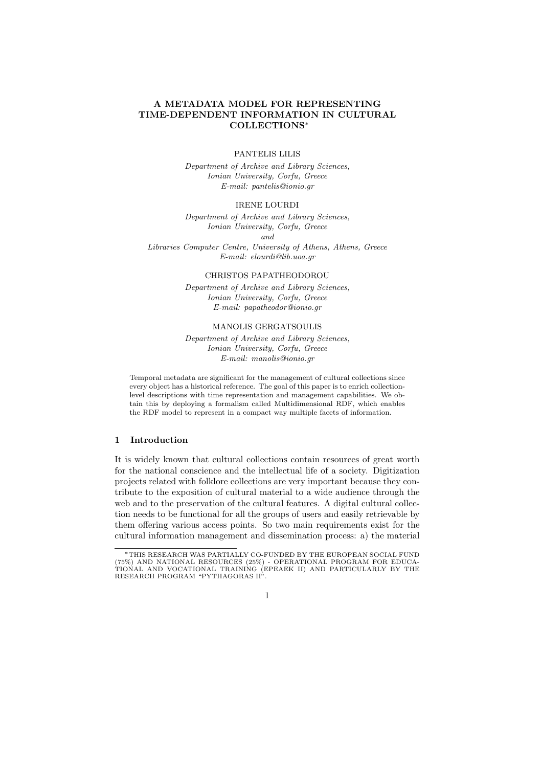# A METADATA MODEL FOR REPRESENTING TIME-DEPENDENT INFORMATION IN CULTURAL COLLECTIONS*

PANTELIS LILIS

*Department of Archive and Library Sciences,*
*Ionian University, Corfu, Greece*
*E-mail: pantelis@ionio.gr*

IRENE LOURDI

*Department of Archive and Library Sciences,*
*Ionian University, Corfu, Greece*
*and*
*Libraries Computer Centre, University of Athens, Athens, Greece*
*E-mail: elourdi@lib.uoa.gr*

CHRISTOS PAPATHEODOROU

*Department of Archive and Library Sciences,*
*Ionian University, Corfu, Greece*
*E-mail: papatheodor@ionio.gr*

MANOLIS GERGATSOULIS

*Department of Archive and Library Sciences,*
*Ionian University, Corfu, Greece*
*E-mail: manolis@ionio.gr*

Temporal metadata are significant for the management of cultural collections since every object has a historical reference. The goal of this paper is to enrich collection-level descriptions with time representation and management capabilities. We obtain this by deploying a formalism called Multidimensional RDF, which enables the RDF model to represent in a compact way multiple facets of information.

## 1 Introduction

It is widely known that cultural collections contain resources of great worth for the national conscience and the intellectual life of a society. Digitization projects related with folklore collections are very important because they contribute to the exposition of cultural material to a wide audience through the web and to the preservation of the cultural features. A digital cultural collection needs to be functional for all the groups of users and easily retrievable by them offering various access points. So two main requirements exist for the cultural information management and dissemination process: a) the material

*THIS RESEARCH WAS PARTIALLY CO-FUNDED BY THE EUROPEAN SOCIAL FUND (75%) AND NATIONAL RESOURCES (25%) - OPERATIONAL PROGRAM FOR EDUCATIONAL AND VOCATIONAL TRAINING (EPEAEK II) AND PARTICULARLY BY THE RESEARCH PROGRAM "PYTHAGORAS II".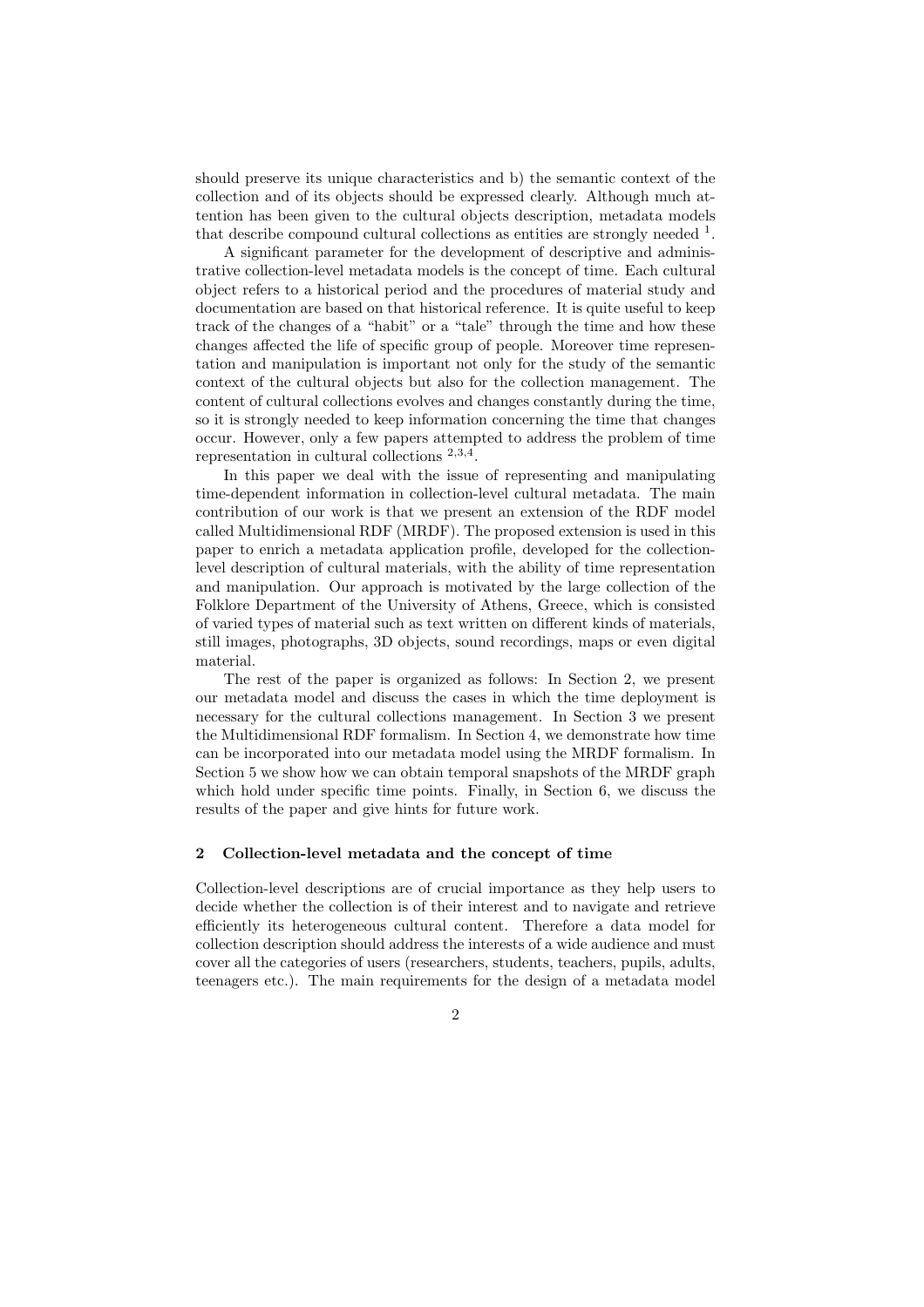should preserve its unique characteristics and b) the semantic context of the collection and of its objects should be expressed clearly. Although much attention has been given to the cultural objects description, metadata models that describe compound cultural collections as entities are strongly needed [1].

A significant parameter for the development of descriptive and administrative collection-level metadata models is the concept of time. Each cultural object refers to a historical period and the procedures of material study and documentation are based on that historical reference. It is quite useful to keep track of the changes of a "habit" or a "tale" through the time and how these changes affected the life of specific group of people. Moreover time representation and manipulation is important not only for the study of the semantic context of the cultural objects but also for the collection management. The content of cultural collections evolves and changes constantly during the time, so it is strongly needed to keep information concerning the time that changes occur. However, only a few papers attempted to address the problem of time representation in cultural collections [2,3,4].

In this paper we deal with the issue of representing and manipulating time-dependent information in collection-level cultural metadata. The main contribution of our work is that we present an extension of the RDF model called Multidimensional RDF (MRDF). The proposed extension is used in this paper to enrich a metadata application profile, developed for the collection-level description of cultural materials, with the ability of time representation and manipulation. Our approach is motivated by the large collection of the Folklore Department of the University of Athens, Greece, which is consisted of varied types of material such as text written on different kinds of materials, still images, photographs, 3D objects, sound recordings, maps or even digital material.

The rest of the paper is organized as follows: In Section 2, we present our metadata model and discuss the cases in which the time deployment is necessary for the cultural collections management. In Section 3 we present the Multidimensional RDF formalism. In Section 4, we demonstrate how time can be incorporated into our metadata model using the MRDF formalism. In Section 5 we show how we can obtain temporal snapshots of the MRDF graph which hold under specific time points. Finally, in Section 6, we discuss the results of the paper and give hints for future work.

## 2 Collection-level metadata and the concept of time

Collection-level descriptions are of crucial importance as they help users to decide whether the collection is of their interest and to navigate and retrieve efficiently its heterogeneous cultural content. Therefore a data model for collection description should address the interests of a wide audience and must cover all the categories of users (researchers, students, teachers, pupils, adults, teenagers etc.). The main requirements for the design of a metadata model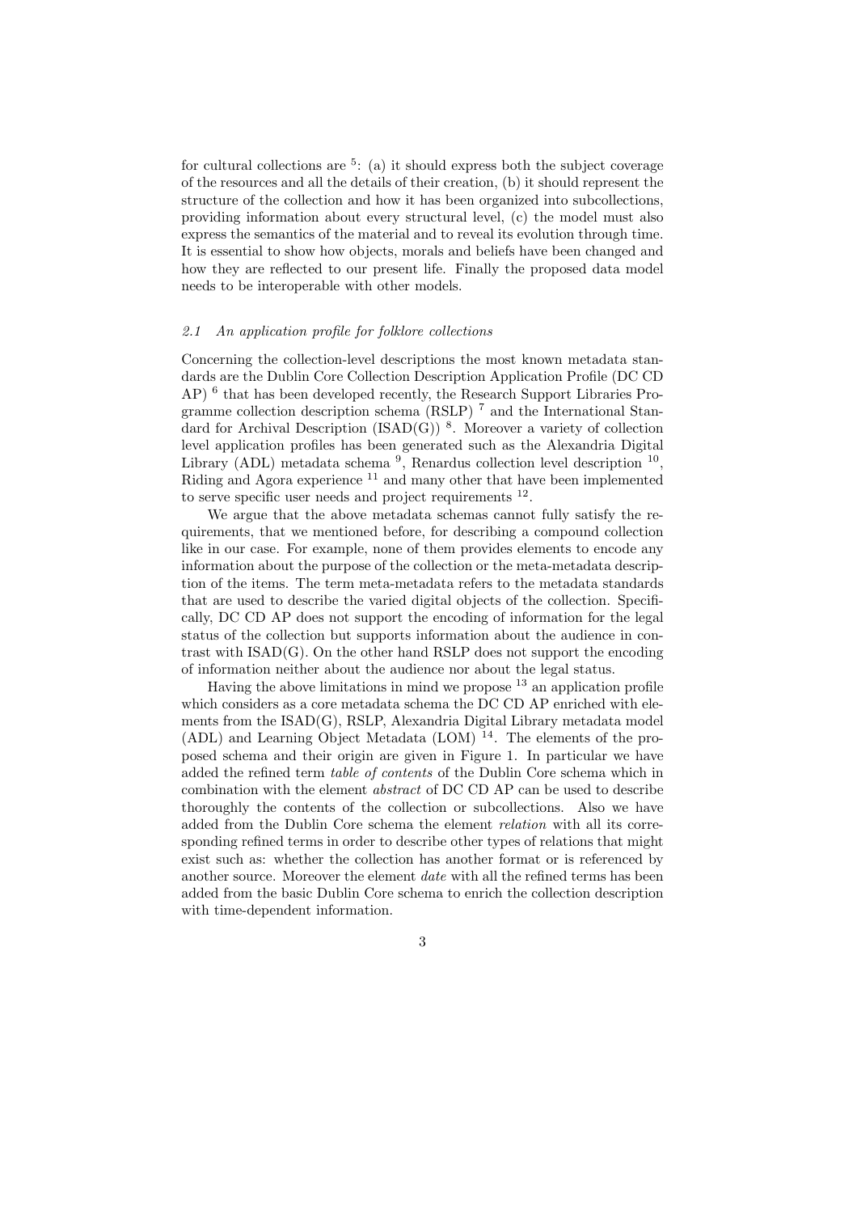for cultural collections are [5]: (a) it should express both the subject coverage of the resources and all the details of their creation, (b) it should represent the structure of the collection and how it has been organized into subcollections, providing information about every structural level, (c) the model must also express the semantics of the material and to reveal its evolution through time. It is essential to show how objects, morals and beliefs have been changed and how they are reflected to our present life. Finally the proposed data model needs to be interoperable with other models.

### *2.1 An application profile for folklore collections*

Concerning the collection-level descriptions the most known metadata standards are the Dublin Core Collection Description Application Profile (DC CD AP) [6] that has been developed recently, the Research Support Libraries Programme collection description schema (RSLP) [7] and the International Standard for Archival Description (ISAD(G)) [8]. Moreover a variety of collection level application profiles has been generated such as the Alexandria Digital Library (ADL) metadata schema [9], Renardus collection level description [10], Riding and Agora experience [11] and many other that have been implemented to serve specific user needs and project requirements [12].

We argue that the above metadata schemas cannot fully satisfy the requirements, that we mentioned before, for describing a compound collection like in our case. For example, none of them provides elements to encode any information about the purpose of the collection or the meta-metadata description of the items. The term meta-metadata refers to the metadata standards that are used to describe the varied digital objects of the collection. Specifically, DC CD AP does not support the encoding of information for the legal status of the collection but supports information about the audience in contrast with ISAD(G). On the other hand RSLP does not support the encoding of information neither about the audience nor about the legal status.

Having the above limitations in mind we propose [13] an application profile which considers as a core metadata schema the DC CD AP enriched with elements from the ISAD(G), RSLP, Alexandria Digital Library metadata model (ADL) and Learning Object Metadata (LOM) [14]. The elements of the proposed schema and their origin are given in Figure 1. In particular we have added the refined term *table of contents* of the Dublin Core schema which in combination with the element *abstract* of DC CD AP can be used to describe thoroughly the contents of the collection or subcollections. Also we have added from the Dublin Core schema the element *relation* with all its corresponding refined terms in order to describe other types of relations that might exist such as: whether the collection has another format or is referenced by another source. Moreover the element *date* with all the refined terms has been added from the basic Dublin Core schema to enrich the collection description with time-dependent information.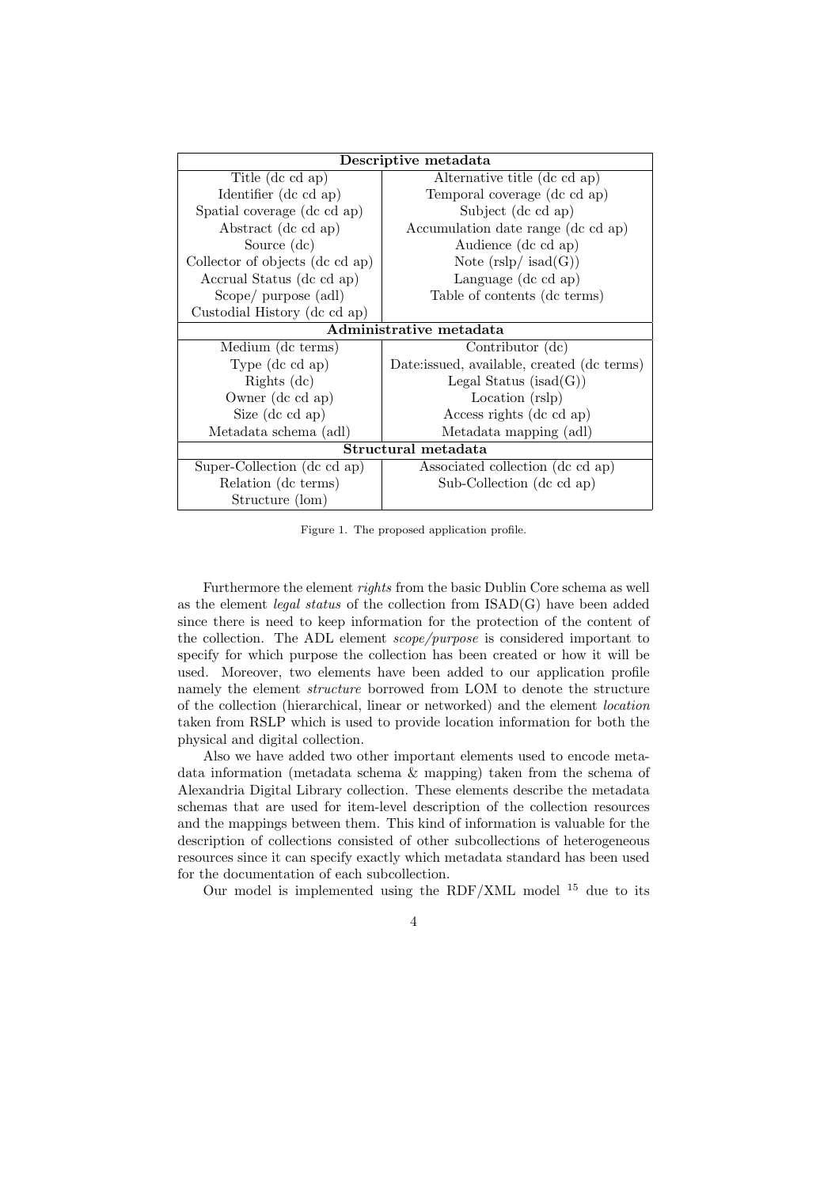| Descriptive metadata | |
|---|---|
| Title (dc cd ap) | Alternative title (dc cd ap) |
| Identifier (dc cd ap) | Temporal coverage (dc cd ap) |
| Spatial coverage (dc cd ap) | Subject (dc cd ap) |
| Abstract (dc cd ap) | Accumulation date range (dc cd ap) |
| Source (dc) | Audience (dc cd ap) |
| Collector of objects (dc cd ap) | Note (rslp/ isad(G)) |
| Accrual Status (dc cd ap) | Language (dc cd ap) |
| Scope/ purpose (adl) | Table of contents (dc terms) |
| Custodial History (dc cd ap) | |
| **Administrative metadata** | |
| Medium (dc terms) | Contributor (dc) |
| Type (dc cd ap) | Date:issued, available, created (dc terms) |
| Rights (dc) | Legal Status (isad(G)) |
| Owner (dc cd ap) | Location (rslp) |
| Size (dc cd ap) | Access rights (dc cd ap) |
| Metadata schema (adl) | Metadata mapping (adl) |
| **Structural metadata** | |
| Super-Collection (dc cd ap) | Associated collection (dc cd ap) |
| Relation (dc terms) | Sub-Collection (dc cd ap) |
| Structure (lom) | |

Figure 1. The proposed application profile.

Furthermore the element *rights* from the basic Dublin Core schema as well as the element *legal status* of the collection from ISAD(G) have been added since there is need to keep information for the protection of the content of the collection. The ADL element *scope/purpose* is considered important to specify for which purpose the collection has been created or how it will be used. Moreover, two elements have been added to our application profile namely the element *structure* borrowed from LOM to denote the structure of the collection (hierarchical, linear or networked) and the element *location* taken from RSLP which is used to provide location information for both the physical and digital collection.

Also we have added two other important elements used to encode metadata information (metadata schema & mapping) taken from the schema of Alexandria Digital Library collection. These elements describe the metadata schemas that are used for item-level description of the collection resources and the mappings between them. This kind of information is valuable for the description of collections consisted of other subcollections of heterogeneous resources since it can specify exactly which metadata standard has been used for the documentation of each subcollection.

Our model is implemented using the RDF/XML model [15] due to its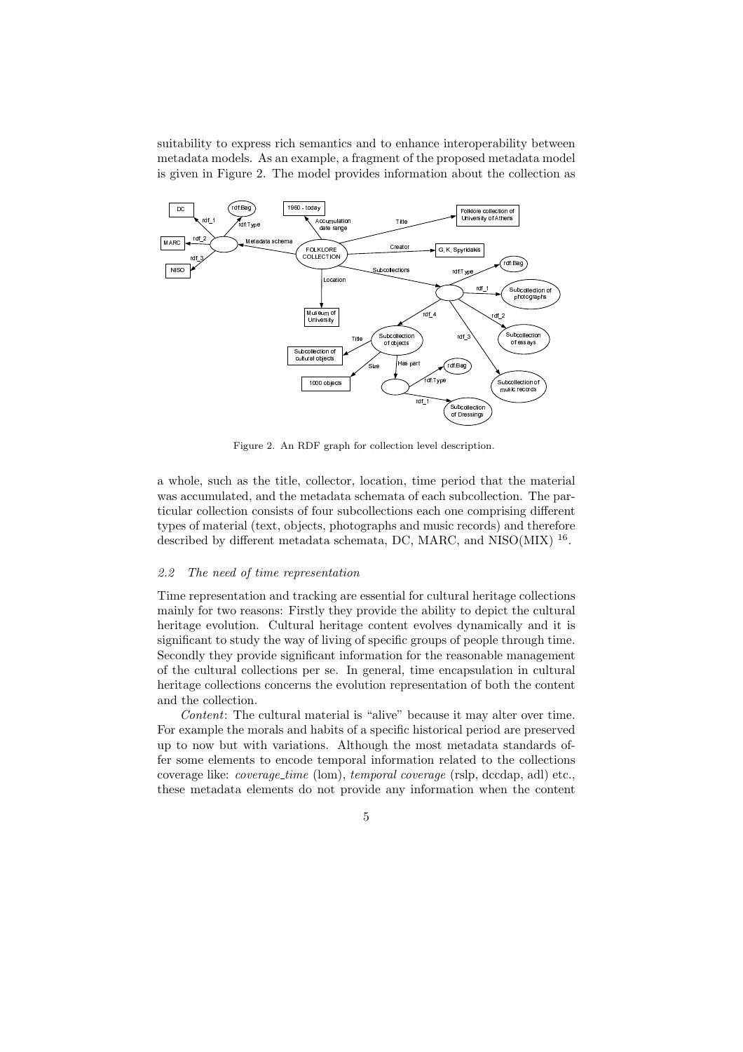suitability to express rich semantics and to enhance interoperability between metadata models. As an example, a fragment of the proposed metadata model is given in Figure 2. The model provides information about the collection as

Figure 2. An RDF graph for collection level description.

a whole, such as the title, collector, location, time period that the material was accumulated, and the metadata schemata of each subcollection. The particular collection consists of four subcollections each one comprising different types of material (text, objects, photographs and music records) and therefore described by different metadata schemata, DC, MARC, and NISO(MIX) [16].

### 2.2 The need of time representation

Time representation and tracking are essential for cultural heritage collections mainly for two reasons: Firstly they provide the ability to depict the cultural heritage evolution. Cultural heritage content evolves dynamically and it is significant to study the way of living of specific groups of people through time. Secondly they provide significant information for the reasonable management of the cultural collections per se. In general, time encapsulation in cultural heritage collections concerns the evolution representation of both the content and the collection.

*Content*: The cultural material is "alive" because it may alter over time. For example the morals and habits of a specific historical period are preserved up to now but with variations. Although the most metadata standards offer some elements to encode temporal information related to the collections coverage like: *coverage_time* (lom), *temporal coverage* (rslp, dccdap, adl) etc., these metadata elements do not provide any information when the content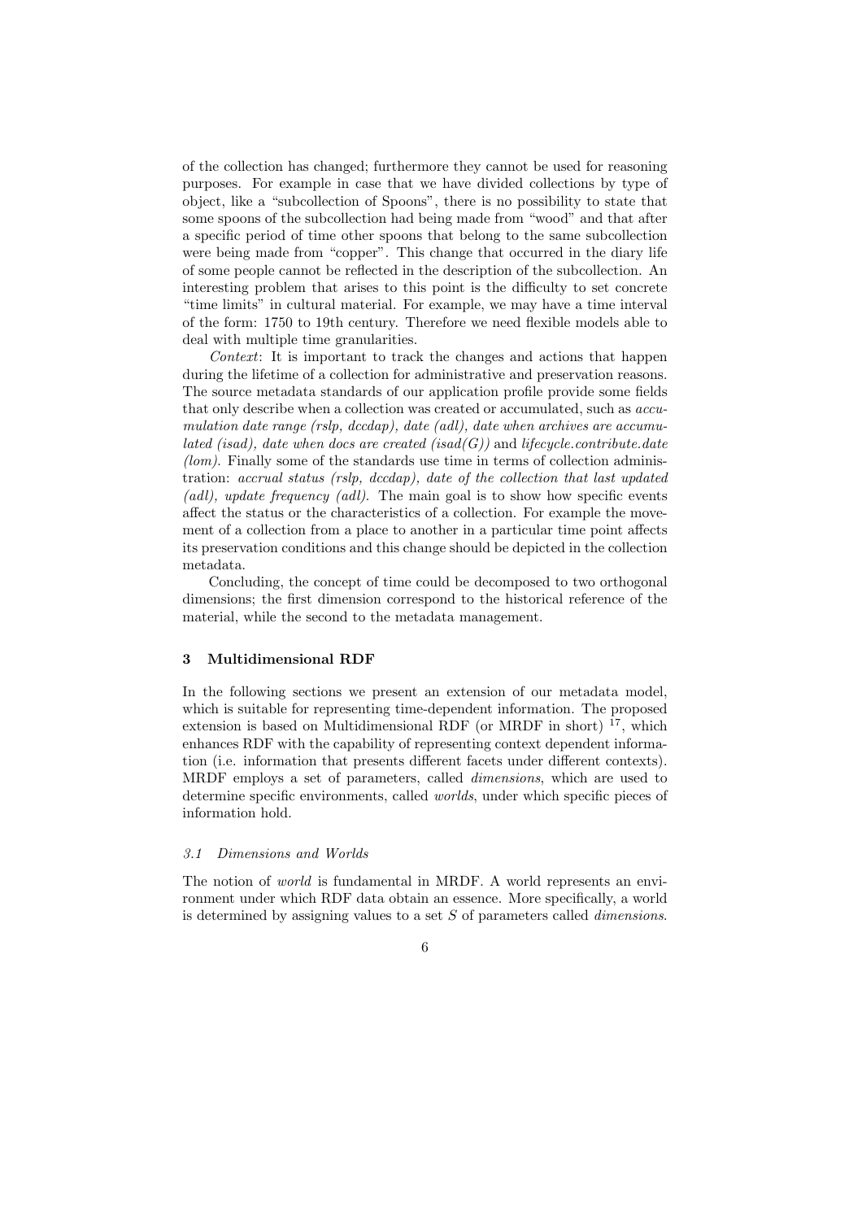of the collection has changed; furthermore they cannot be used for reasoning purposes. For example in case that we have divided collections by type of object, like a "subcollection of Spoons", there is no possibility to state that some spoons of the subcollection had being made from "wood" and that after a specific period of time other spoons that belong to the same subcollection were being made from "copper". This change that occurred in the diary life of some people cannot be reflected in the description of the subcollection. An interesting problem that arises to this point is the difficulty to set concrete "time limits" in cultural material. For example, we may have a time interval of the form: 1750 to 19th century. Therefore we need flexible models able to deal with multiple time granularities.

*Context*: It is important to track the changes and actions that happen during the lifetime of a collection for administrative and preservation reasons. The source metadata standards of our application profile provide some fields that only describe when a collection was created or accumulated, such as *accumulation date range (rslp, dccdap), date (adl), date when archives are accumulated (isad), date when docs are created (isad(G))* and *lifecycle.contribute.date (lom)*. Finally some of the standards use time in terms of collection administration: *accrual status (rslp, dccdap), date of the collection that last updated (adl), update frequency (adl)*. The main goal is to show how specific events affect the status or the characteristics of a collection. For example the movement of a collection from a place to another in a particular time point affects its preservation conditions and this change should be depicted in the collection metadata.

Concluding, the concept of time could be decomposed to two orthogonal dimensions; the first dimension correspond to the historical reference of the material, while the second to the metadata management.

## 3 Multidimensional RDF

In the following sections we present an extension of our metadata model, which is suitable for representing time-dependent information. The proposed extension is based on Multidimensional RDF (or MRDF in short) [17], which enhances RDF with the capability of representing context dependent information (i.e. information that presents different facets under different contexts). MRDF employs a set of parameters, called *dimensions*, which are used to determine specific environments, called *worlds*, under which specific pieces of information hold.

### *3.1 Dimensions and Worlds*

The notion of *world* is fundamental in MRDF. A world represents an environment under which RDF data obtain an essence. More specifically, a world is determined by assigning values to a set $S$ of parameters called *dimensions*.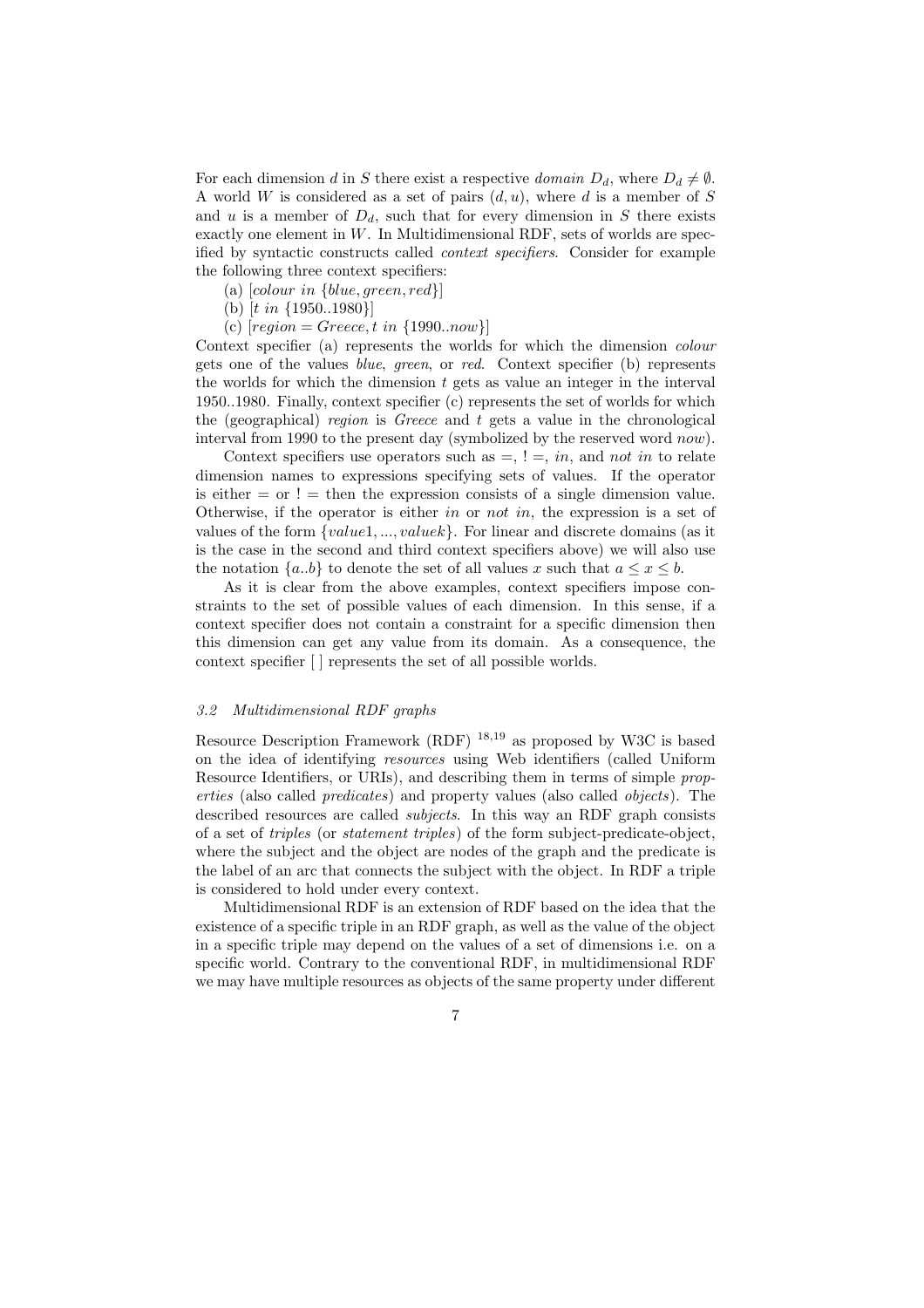For each dimension $d$ in $S$ there exist a respective *domain* $D_d$, where $D_d \neq \emptyset$. A world $W$ is considered as a set of pairs $(d, u)$, where $d$ is a member of $S$ and $u$ is a member of $D_d$, such that for every dimension in $S$ there exists exactly one element in $W$. In Multidimensional RDF, sets of worlds are specified by syntactic constructs called *context specifiers*. Consider for example the following three context specifiers:

(a) $[colour\ in\ \{blue, green, red\}]$

(b) $[t\ in\ \{1950..1980\}]$

(c) $[region = Greece, t\ in\ \{1990..now\}]$

Context specifier (a) represents the worlds for which the dimension *colour* gets one of the values *blue*, *green*, or *red*. Context specifier (b) represents the worlds for which the dimension $t$ gets as value an integer in the interval 1950..1980. Finally, context specifier (c) represents the set of worlds for which the (geographical) *region* is *Greece* and $t$ gets a value in the chronological interval from 1990 to the present day (symbolized by the reserved word *now*).

Context specifiers use operators such as $=$, $!=$, *in*, and *not in* to relate dimension names to expressions specifying sets of values. If the operator is either $=$ or $!=$ then the expression consists of a single dimension value. Otherwise, if the operator is either *in* or *not in*, the expression is a set of values of the form $\{value1, ..., valuek\}$. For linear and discrete domains (as it is the case in the second and third context specifiers above) we will also use the notation $\{a..b\}$ to denote the set of all values $x$ such that $a \leq x \leq b$.

As it is clear from the above examples, context specifiers impose constraints to the set of possible values of each dimension. In this sense, if a context specifier does not contain a constraint for a specific dimension then this dimension can get any value from its domain. As a consequence, the context specifier [ ] represents the set of all possible worlds.

### *3.2 Multidimensional RDF graphs*

Resource Description Framework (RDF) [18,19] as proposed by W3C is based on the idea of identifying *resources* using Web identifiers (called Uniform Resource Identifiers, or URIs), and describing them in terms of simple *properties* (also called *predicates*) and property values (also called *objects*). The described resources are called *subjects*. In this way an RDF graph consists of a set of *triples* (or *statement triples*) of the form subject-predicate-object, where the subject and the object are nodes of the graph and the predicate is the label of an arc that connects the subject with the object. In RDF a triple is considered to hold under every context.

Multidimensional RDF is an extension of RDF based on the idea that the existence of a specific triple in an RDF graph, as well as the value of the object in a specific triple may depend on the values of a set of dimensions i.e. on a specific world. Contrary to the conventional RDF, in multidimensional RDF we may have multiple resources as objects of the same property under different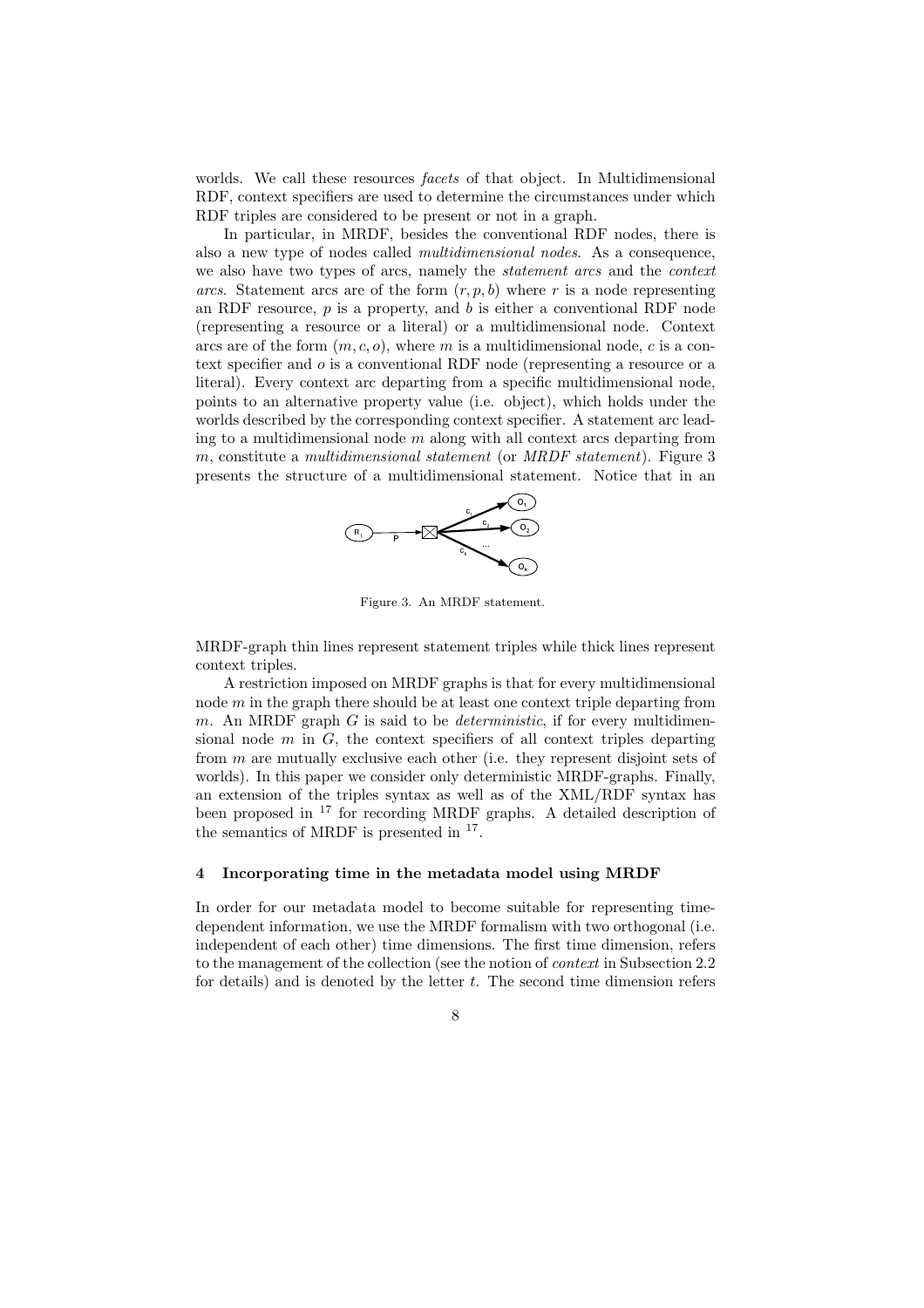worlds. We call these resources *facets* of that object. In Multidimensional RDF, context specifiers are used to determine the circumstances under which RDF triples are considered to be present or not in a graph.

In particular, in MRDF, besides the conventional RDF nodes, there is also a new type of nodes called *multidimensional nodes*. As a consequence, we also have two types of arcs, namely the *statement arcs* and the *context arcs*. Statement arcs are of the form $(r, p, b)$ where $r$ is a node representing an RDF resource, $p$ is a property, and $b$ is either a conventional RDF node (representing a resource or a literal) or a multidimensional node. Context arcs are of the form $(m, c, o)$, where $m$ is a multidimensional node, $c$ is a context specifier and $o$ is a conventional RDF node (representing a resource or a literal). Every context arc departing from a specific multidimensional node, points to an alternative property value (i.e. object), which holds under the worlds described by the corresponding context specifier. A statement arc leading to a multidimensional node $m$ along with all context arcs departing from $m$, constitute a *multidimensional statement* (or *MRDF statement*). Figure 3 presents the structure of a multidimensional statement. Notice that in an MRDF-graph thin lines represent statement triples while thick lines represent context triples.

Figure 3. An MRDF statement.

A restriction imposed on MRDF graphs is that for every multidimensional node $m$ in the graph there should be at least one context triple departing from $m$. An MRDF graph $G$ is said to be *deterministic*, if for every multidimensional node $m$ in $G$, the context specifiers of all context triples departing from $m$ are mutually exclusive each other (i.e. they represent disjoint sets of worlds). In this paper we consider only deterministic MRDF-graphs. Finally, an extension of the triples syntax as well as of the XML/RDF syntax has been proposed in [17] for recording MRDF graphs. A detailed description of the semantics of MRDF is presented in [17].

## 4 Incorporating time in the metadata model using MRDF

In order for our metadata model to become suitable for representing time-dependent information, we use the MRDF formalism with two orthogonal (i.e. independent of each other) time dimensions. The first time dimension, refers to the management of the collection (see the notion of *context* in Subsection 2.2 for details) and is denoted by the letter $t$. The second time dimension refers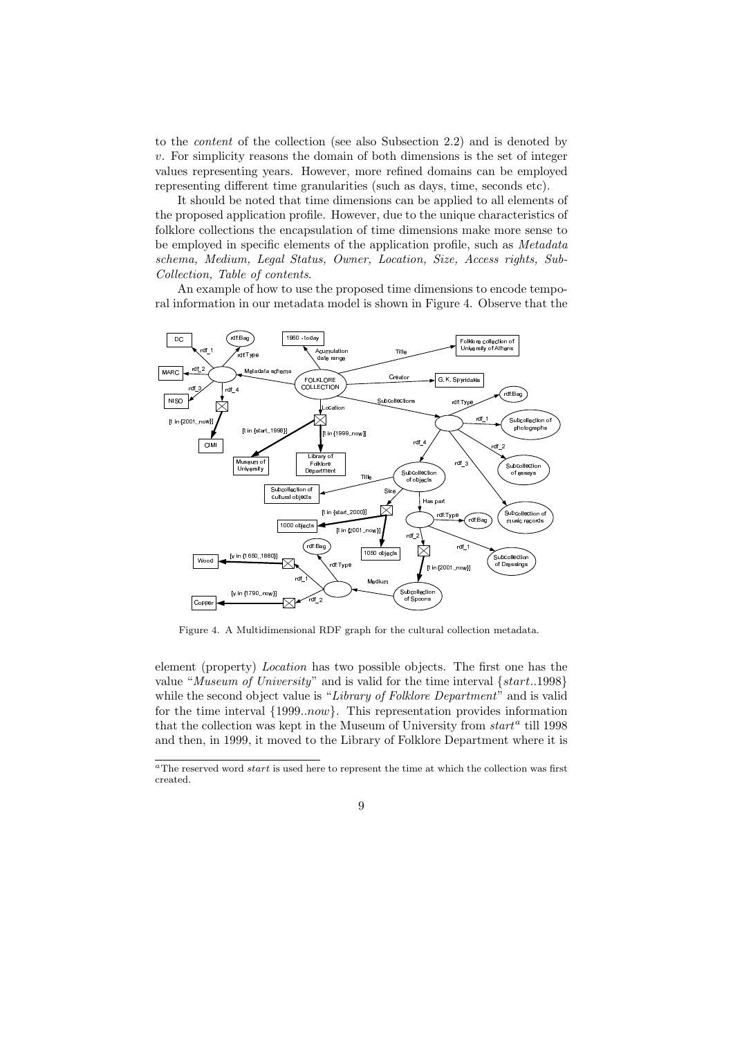to the *content* of the collection (see also Subsection 2.2) and is denoted by $v$. For simplicity reasons the domain of both dimensions is the set of integer values representing years. However, more refined domains can be employed representing different time granularities (such as days, time, seconds etc).

It should be noted that time dimensions can be applied to all elements of the proposed application profile. However, due to the unique characteristics of folklore collections the encapsulation of time dimensions make more sense to be employed in specific elements of the application profile, such as *Metadata schema, Medium, Legal Status, Owner, Location, Size, Access rights, Sub-Collection, Table of contents*.

An example of how to use the proposed time dimensions to encode temporal information in our metadata model is shown in Figure 4. Observe that the

Figure 4. A Multidimensional RDF graph for the cultural collection metadata.

element (property) *Location* has two possible objects. The first one has the value "*Museum of University*" and is valid for the time interval $\{start..1998\}$ while the second object value is "*Library of Folklore Department*" and is valid for the time interval $\{1999..now\}$. This representation provides information that the collection was kept in the Museum of University from *start*[a] till 1998 and then, in 1999, it moved to the Library of Folklore Department where it is

[a] The reserved word *start* is used here to represent the time at which the collection was first created.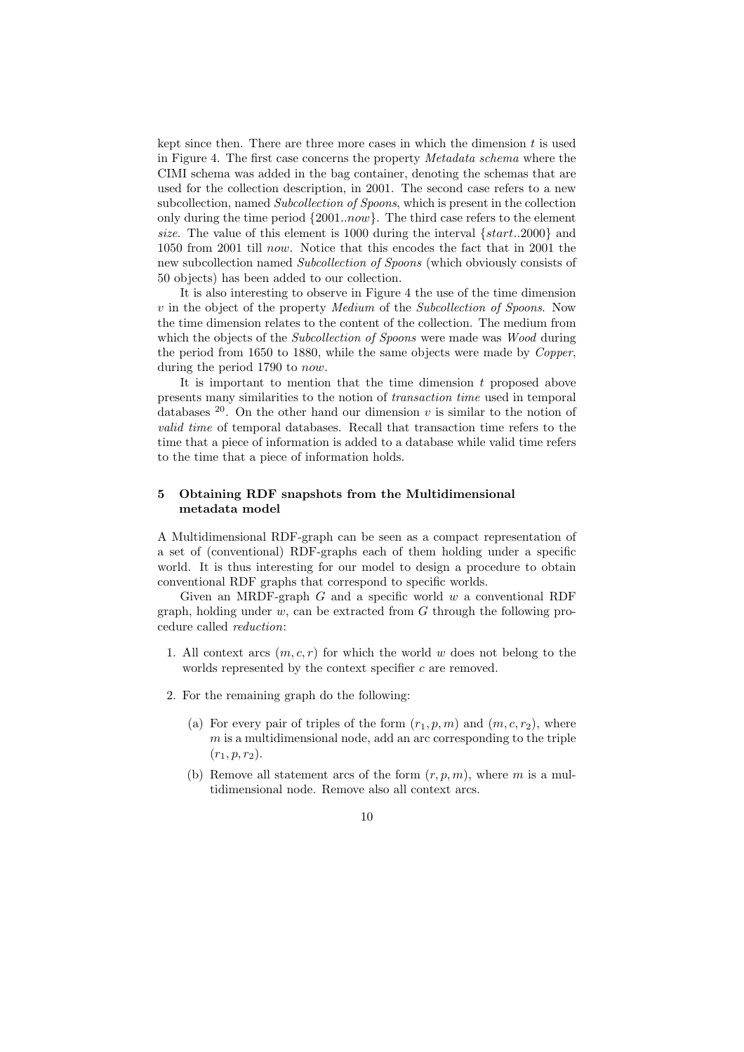kept since then. There are three more cases in which the dimension $t$ is used in Figure 4. The first case concerns the property *Metadata schema* where the CIMI schema was added in the bag container, denoting the schemas that are used for the collection description, in 2001. The second case refers to a new subcollection, named *Subcollection of Spoons*, which is present in the collection only during the time period $\{2001..now\}$. The third case refers to the element *size*. The value of this element is 1000 during the interval $\{start..2000\}$ and 1050 from 2001 till *now*. Notice that this encodes the fact that in 2001 the new subcollection named *Subcollection of Spoons* (which obviously consists of 50 objects) has been added to our collection.

It is also interesting to observe in Figure 4 the use of the time dimension $v$ in the object of the property *Medium* of the *Subcollection of Spoons*. Now the time dimension relates to the content of the collection. The medium from which the objects of the *Subcollection of Spoons* were made was *Wood* during the period from 1650 to 1880, while the same objects were made by *Copper*, during the period 1790 to *now*.

It is important to mention that the time dimension $t$ proposed above presents many similarities to the notion of *transaction time* used in temporal databases [20]. On the other hand our dimension $v$ is similar to the notion of *valid time* of temporal databases. Recall that transaction time refers to the time that a piece of information is added to a database while valid time refers to the time that a piece of information holds.

## 5 Obtaining RDF snapshots from the Multidimensional metadata model

A Multidimensional RDF-graph can be seen as a compact representation of a set of (conventional) RDF-graphs each of them holding under a specific world. It is thus interesting for our model to design a procedure to obtain conventional RDF graphs that correspond to specific worlds.

Given an MRDF-graph $G$ and a specific world $w$ a conventional RDF graph, holding under $w$, can be extracted from $G$ through the following procedure called *reduction*:

1. All context arcs $(m, c, r)$ for which the world $w$ does not belong to the worlds represented by the context specifier $c$ are removed.

2. For the remaining graph do the following:

   (a) For every pair of triples of the form $(r_1, p, m)$ and $(m, c, r_2)$, where $m$ is a multidimensional node, add an arc corresponding to the triple $(r_1, p, r_2)$.

   (b) Remove all statement arcs of the form $(r, p, m)$, where $m$ is a multidimensional node. Remove also all context arcs.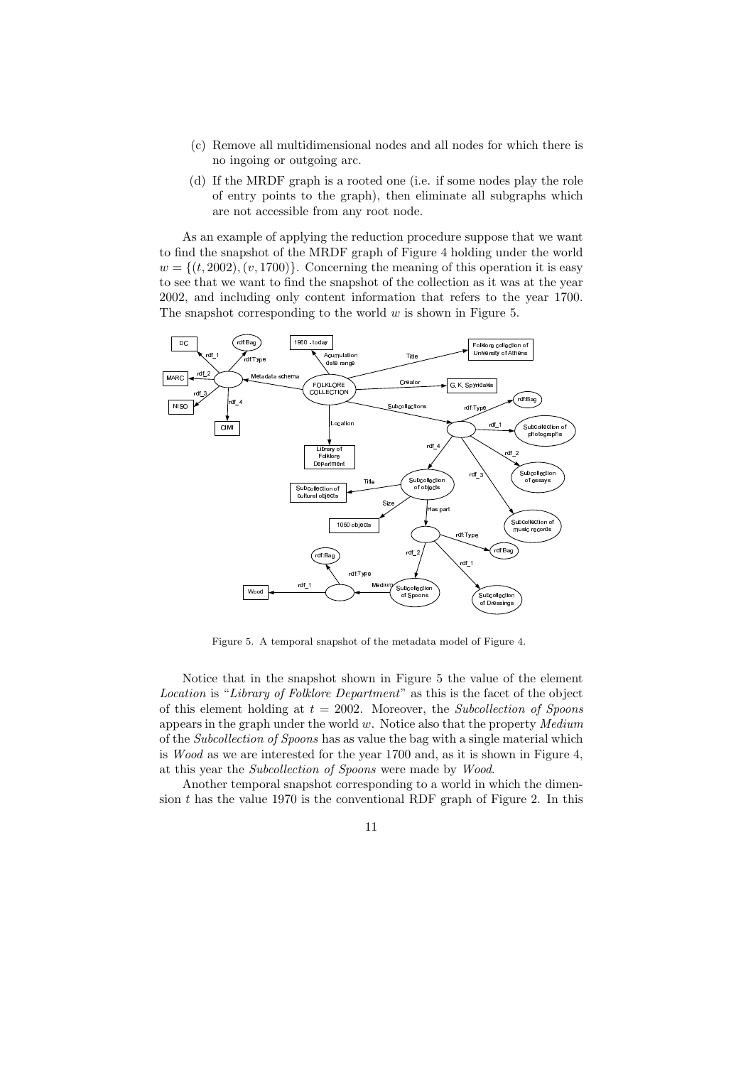(c) Remove all multidimensional nodes and all nodes for which there is no ingoing or outgoing arc.

(d) If the MRDF graph is a rooted one (i.e. if some nodes play the role of entry points to the graph), then eliminate all subgraphs which are not accessible from any root node.

As an example of applying the reduction procedure suppose that we want to find the snapshot of the MRDF graph of Figure 4 holding under the world $w = \{(t, 2002), (v, 1700)\}$. Concerning the meaning of this operation it is easy to see that we want to find the snapshot of the collection as it was at the year 2002, and including only content information that refers to the year 1700. The snapshot corresponding to the world $w$ is shown in Figure 5.

Figure 5. A temporal snapshot of the metadata model of Figure 4.

Notice that in the snapshot shown in Figure 5 the value of the element *Location* is "*Library of Folklore Department*" as this is the facet of the object of this element holding at $t = 2002$. Moreover, the *Subcollection of Spoons* appears in the graph under the world $w$. Notice also that the property *Medium* of the *Subcollection of Spoons* has as value the bag with a single material which is *Wood* as we are interested for the year 1700 and, as it is shown in Figure 4, at this year the *Subcollection of Spoons* were made by *Wood*.

Another temporal snapshot corresponding to a world in which the dimension $t$ has the value 1970 is the conventional RDF graph of Figure 2. In this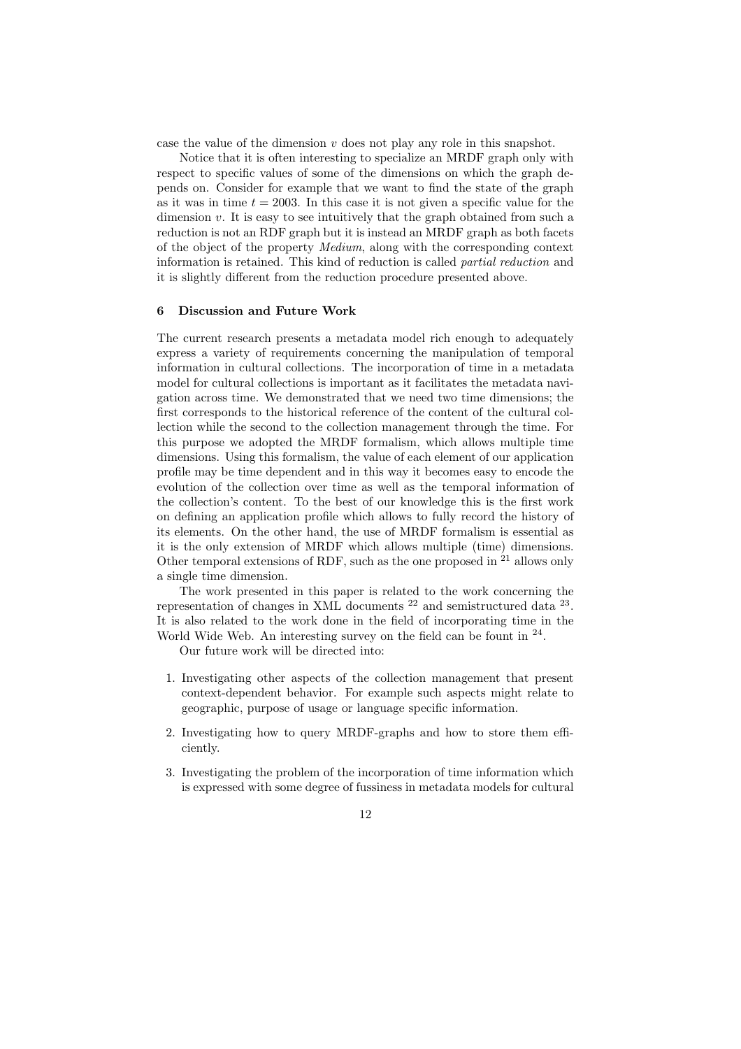case the value of the dimension $v$ does not play any role in this snapshot.

Notice that it is often interesting to specialize an MRDF graph only with respect to specific values of some of the dimensions on which the graph depends on. Consider for example that we want to find the state of the graph as it was in time $t = 2003$. In this case it is not given a specific value for the dimension $v$. It is easy to see intuitively that the graph obtained from such a reduction is not an RDF graph but it is instead an MRDF graph as both facets of the object of the property *Medium*, along with the corresponding context information is retained. This kind of reduction is called *partial reduction* and it is slightly different from the reduction procedure presented above.

## 6 Discussion and Future Work

The current research presents a metadata model rich enough to adequately express a variety of requirements concerning the manipulation of temporal information in cultural collections. The incorporation of time in a metadata model for cultural collections is important as it facilitates the metadata navigation across time. We demonstrated that we need two time dimensions; the first corresponds to the historical reference of the content of the cultural collection while the second to the collection management through the time. For this purpose we adopted the MRDF formalism, which allows multiple time dimensions. Using this formalism, the value of each element of our application profile may be time dependent and in this way it becomes easy to encode the evolution of the collection over time as well as the temporal information of the collection's content. To the best of our knowledge this is the first work on defining an application profile which allows to fully record the history of its elements. On the other hand, the use of MRDF formalism is essential as it is the only extension of MRDF which allows multiple (time) dimensions. Other temporal extensions of RDF, such as the one proposed in [21] allows only a single time dimension.

The work presented in this paper is related to the work concerning the representation of changes in XML documents [22] and semistructured data [23]. It is also related to the work done in the field of incorporating time in the World Wide Web. An interesting survey on the field can be fount in [24].

Our future work will be directed into:

1. Investigating other aspects of the collection management that present context-dependent behavior. For example such aspects might relate to geographic, purpose of usage or language specific information.

2. Investigating how to query MRDF-graphs and how to store them efficiently.

3. Investigating the problem of the incorporation of time information which is expressed with some degree of fussiness in metadata models for cultural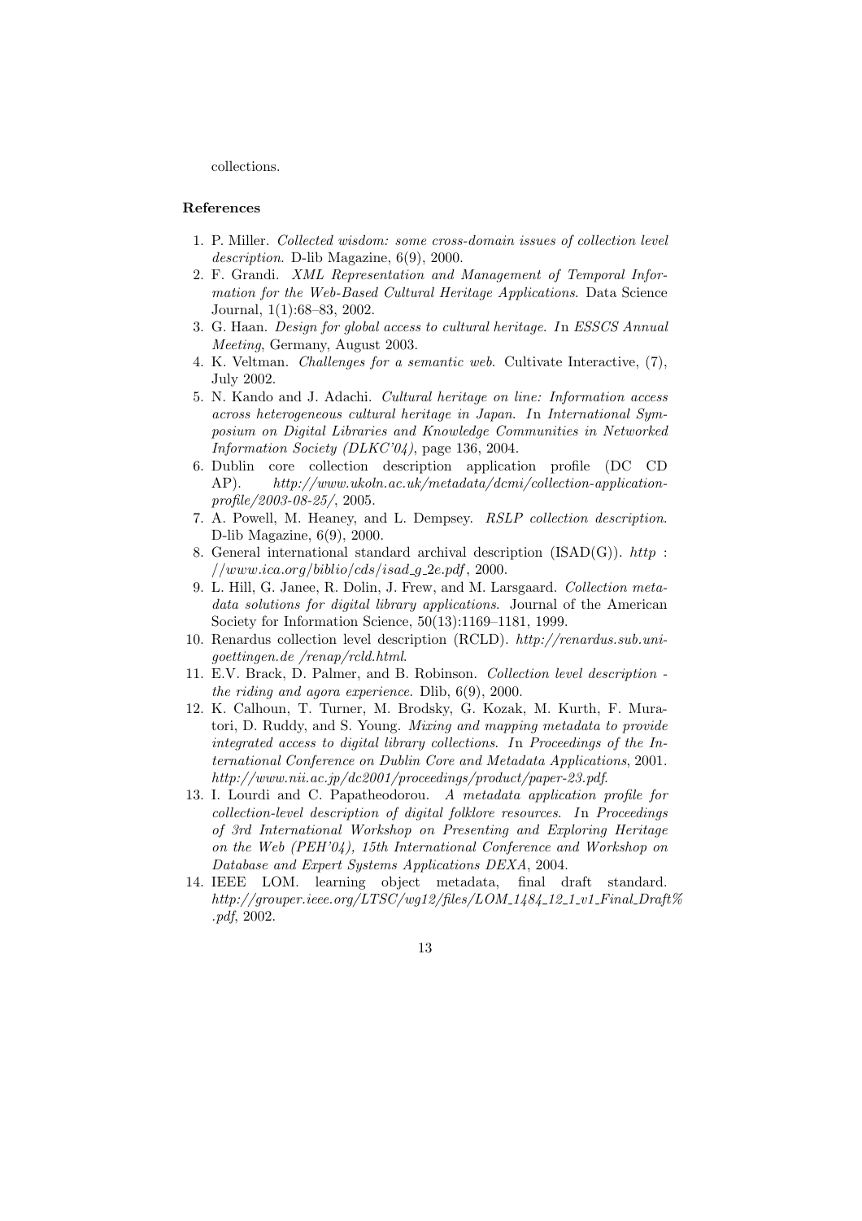collections.

## References

1. P. Miller. *Collected wisdom: some cross-domain issues of collection level description*. D-lib Magazine, 6(9), 2000.
2. F. Grandi. *XML Representation and Management of Temporal Information for the Web-Based Cultural Heritage Applications*. Data Science Journal, 1(1):68–83, 2002.
3. G. Haan. *Design for global access to cultural heritage*. In *ESSCS Annual Meeting*, Germany, August 2003.
4. K. Veltman. *Challenges for a semantic web*. Cultivate Interactive, (7), July 2002.
5. N. Kando and J. Adachi. *Cultural heritage on line: Information access across heterogeneous cultural heritage in Japan*. In *International Symposium on Digital Libraries and Knowledge Communities in Networked Information Society (DLKC'04)*, page 136, 2004.
6. Dublin core collection description application profile (DC CD AP). *http://www.ukoln.ac.uk/metadata/dcmi/collection-application-profile/2003-08-25/*, 2005.
7. A. Powell, M. Heaney, and L. Dempsey. *RSLP collection description*. D-lib Magazine, 6(9), 2000.
8. General international standard archival description (ISAD(G)). *http://www.ica.org/biblio/cds/isad_g_2e.pdf*, 2000.
9. L. Hill, G. Janee, R. Dolin, J. Frew, and M. Larsgaard. *Collection metadata solutions for digital library applications*. Journal of the American Society for Information Science, 50(13):1169–1181, 1999.
10. Renardus collection level description (RCLD). *http://renardus.sub.uni-goettingen.de /renap/rcld.html*.
11. E.V. Brack, D. Palmer, and B. Robinson. *Collection level description - the riding and agora experience*. Dlib, 6(9), 2000.
12. K. Calhoun, T. Turner, M. Brodsky, G. Kozak, M. Kurth, F. Muratori, D. Ruddy, and S. Young. *Mixing and mapping metadata to provide integrated access to digital library collections*. In *Proceedings of the International Conference on Dublin Core and Metadata Applications*, 2001. *http://www.nii.ac.jp/dc2001/proceedings/product/paper-23.pdf*.
13. I. Lourdi and C. Papatheodorou. *A metadata application profile for collection-level description of digital folklore resources*. In *Proceedings of 3rd International Workshop on Presenting and Exploring Heritage on the Web (PEH'04), 15th International Conference and Workshop on Database and Expert Systems Applications DEXA*, 2004.
14. IEEE LOM. learning object metadata, final draft standard. *http://grouper.ieee.org/LTSC/wg12/files/LOM_1484_12_1_v1_Final_Draft%.pdf*, 2002.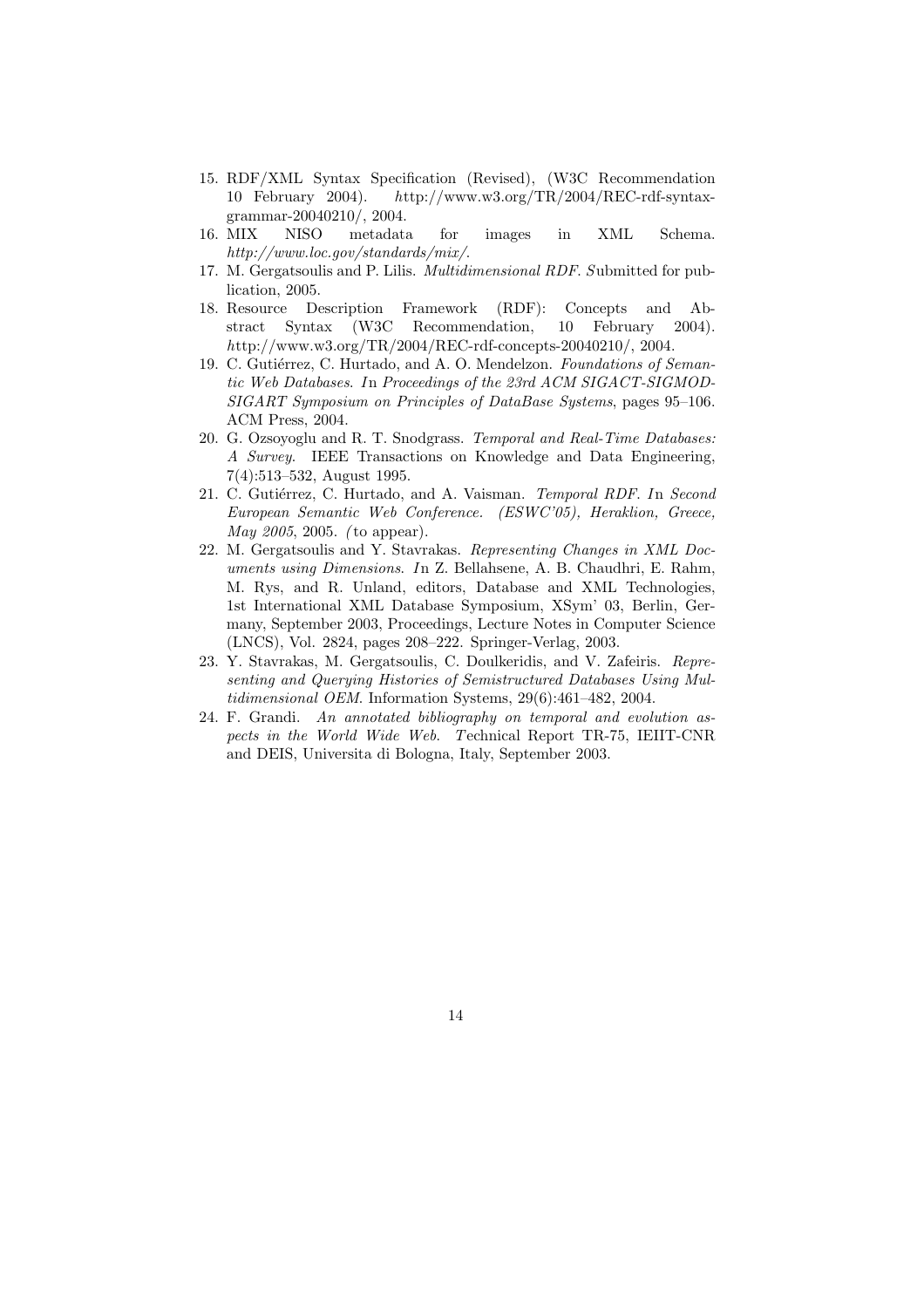15. RDF/XML Syntax Specification (Revised), (W3C Recommendation 10 February 2004). http://www.w3.org/TR/2004/REC-rdf-syntax-grammar-20040210/, 2004.
16. MIX NISO metadata for images in XML Schema. *http://www.loc.gov/standards/mix/*.
17. M. Gergatsoulis and P. Lilis. *Multidimensional RDF.* Submitted for publication, 2005.
18. Resource Description Framework (RDF): Concepts and Abstract Syntax (W3C Recommendation, 10 February 2004). http://www.w3.org/TR/2004/REC-rdf-concepts-20040210/, 2004.
19. C. Gutiérrez, C. Hurtado, and A. O. Mendelzon. *Foundations of Semantic Web Databases*. In *Proceedings of the 23rd ACM SIGACT-SIGMOD-SIGART Symposium on Principles of DataBase Systems*, pages 95–106. ACM Press, 2004.
20. G. Ozsoyoglu and R. T. Snodgrass. *Temporal and Real-Time Databases: A Survey*. IEEE Transactions on Knowledge and Data Engineering, 7(4):513–532, August 1995.
21. C. Gutiérrez, C. Hurtado, and A. Vaisman. *Temporal RDF.* In *Second European Semantic Web Conference. (ESWC'05), Heraklion, Greece, May 2005*, 2005. (to appear).
22. M. Gergatsoulis and Y. Stavrakas. *Representing Changes in XML Documents using Dimensions*. In Z. Bellahsene, A. B. Chaudhri, E. Rahm, M. Rys, and R. Unland, editors, Database and XML Technologies, 1st International XML Database Symposium, XSym' 03, Berlin, Germany, September 2003, Proceedings, Lecture Notes in Computer Science (LNCS), Vol. 2824, pages 208–222. Springer-Verlag, 2003.
23. Y. Stavrakas, M. Gergatsoulis, C. Doulkeridis, and V. Zafeiris. *Representing and Querying Histories of Semistructured Databases Using Multidimensional OEM.* Information Systems, 29(6):461–482, 2004.
24. F. Grandi. *An annotated bibliography on temporal and evolution aspects in the World Wide Web.* Technical Report TR-75, IEIIT-CNR and DEIS, Universita di Bologna, Italy, September 2003.